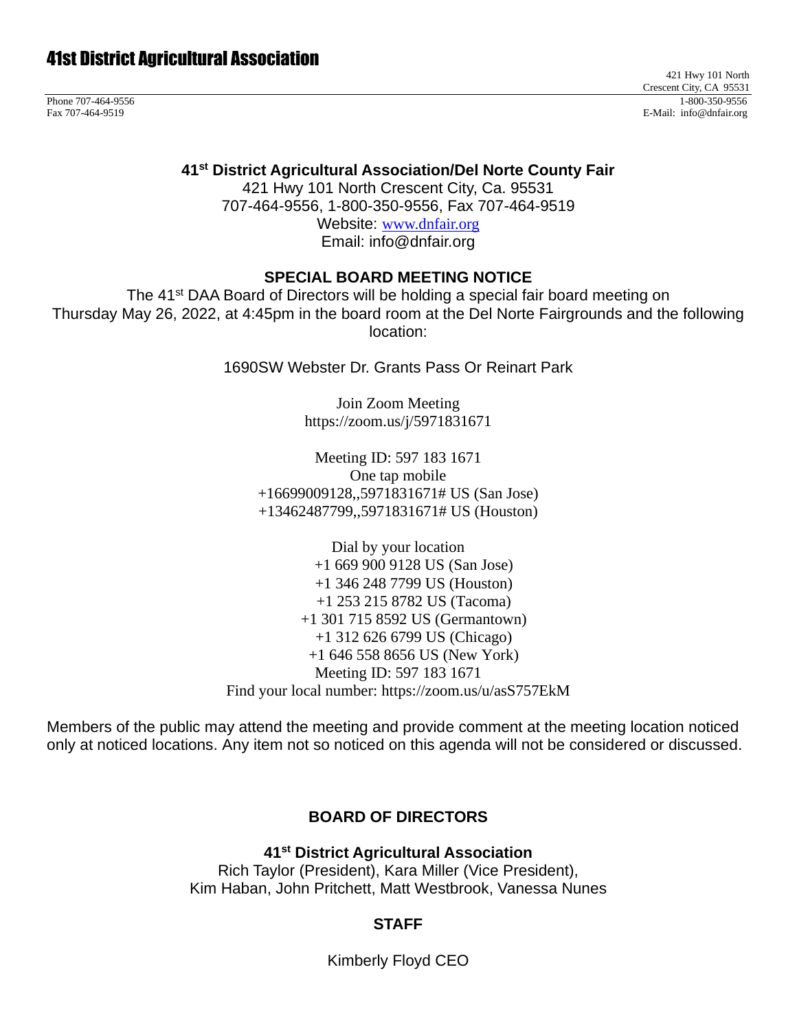# 41st District Agricultural Association

421 Hwy 101 North
Crescent City, CA 95531

Phone 707-464-9556
Fax 707-464-9519

1-800-350-9556
E-Mail: info@dnfair.org

**41st District Agricultural Association/Del Norte County Fair**
421 Hwy 101 North Crescent City, Ca. 95531
707-464-9556, 1-800-350-9556, Fax 707-464-9519
Website: www.dnfair.org
Email: info@dnfair.org

## SPECIAL BOARD MEETING NOTICE

The 41st DAA Board of Directors will be holding a special fair board meeting on Thursday May 26, 2022, at 4:45pm in the board room at the Del Norte Fairgrounds and the following location:

1690SW Webster Dr. Grants Pass Or Reinart Park

Join Zoom Meeting
https://zoom.us/j/5971831671

Meeting ID: 597 183 1671
One tap mobile
+16699009128,,5971831671# US (San Jose)
+13462487799,,5971831671# US (Houston)

Dial by your location
+1 669 900 9128 US (San Jose)
+1 346 248 7799 US (Houston)
+1 253 215 8782 US (Tacoma)
+1 301 715 8592 US (Germantown)
+1 312 626 6799 US (Chicago)
+1 646 558 8656 US (New York)
Meeting ID: 597 183 1671
Find your local number: https://zoom.us/u/asS757EkM

Members of the public may attend the meeting and provide comment at the meeting location noticed only at noticed locations. Any item not so noticed on this agenda will not be considered or discussed.

## BOARD OF DIRECTORS

**41st District Agricultural Association**
Rich Taylor (President), Kara Miller (Vice President),
Kim Haban, John Pritchett, Matt Westbrook, Vanessa Nunes

## STAFF

Kimberly Floyd CEO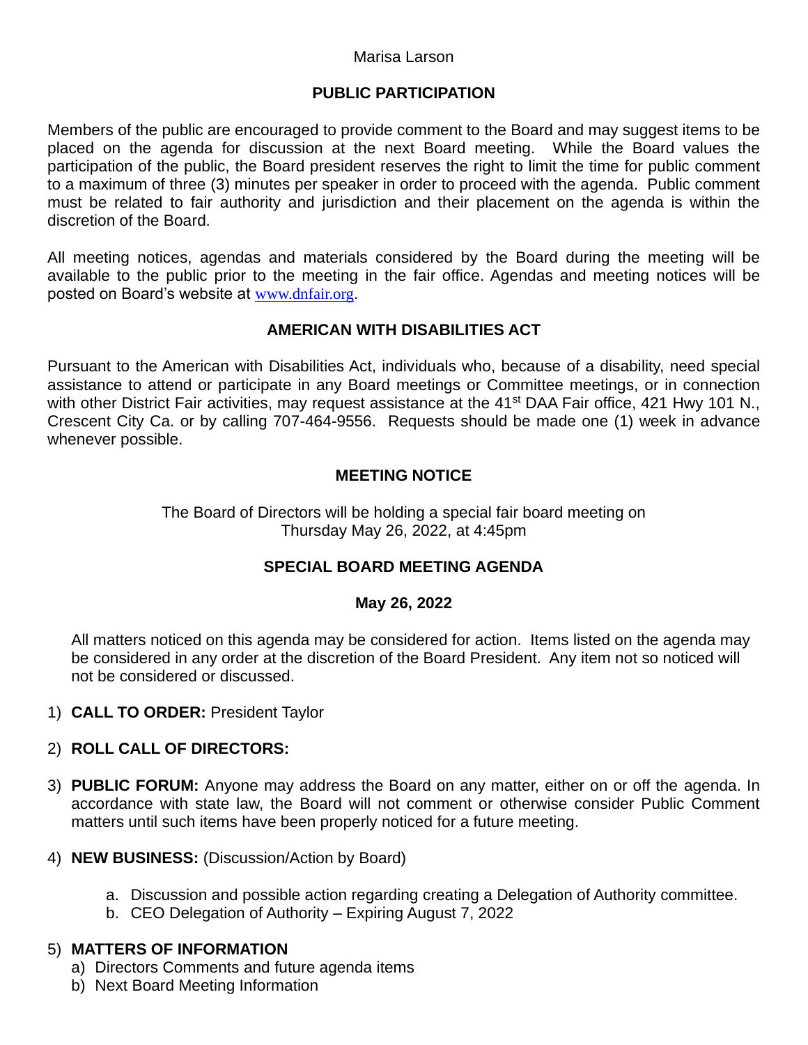Marisa Larson

## PUBLIC PARTICIPATION

Members of the public are encouraged to provide comment to the Board and may suggest items to be placed on the agenda for discussion at the next Board meeting. While the Board values the participation of the public, the Board president reserves the right to limit the time for public comment to a maximum of three (3) minutes per speaker in order to proceed with the agenda. Public comment must be related to fair authority and jurisdiction and their placement on the agenda is within the discretion of the Board.

All meeting notices, agendas and materials considered by the Board during the meeting will be available to the public prior to the meeting in the fair office. Agendas and meeting notices will be posted on Board's website at www.dnfair.org.

## AMERICAN WITH DISABILITIES ACT

Pursuant to the American with Disabilities Act, individuals who, because of a disability, need special assistance to attend or participate in any Board meetings or Committee meetings, or in connection with other District Fair activities, may request assistance at the 41st DAA Fair office, 421 Hwy 101 N., Crescent City Ca. or by calling 707-464-9556. Requests should be made one (1) week in advance whenever possible.

## MEETING NOTICE

The Board of Directors will be holding a special fair board meeting on Thursday May 26, 2022, at 4:45pm

## SPECIAL BOARD MEETING AGENDA

**May 26, 2022**

All matters noticed on this agenda may be considered for action. Items listed on the agenda may be considered in any order at the discretion of the Board President. Any item not so noticed will not be considered or discussed.

1) **CALL TO ORDER:** President Taylor

2) **ROLL CALL OF DIRECTORS:**

3) **PUBLIC FORUM:** Anyone may address the Board on any matter, either on or off the agenda. In accordance with state law, the Board will not comment or otherwise consider Public Comment matters until such items have been properly noticed for a future meeting.

4) **NEW BUSINESS:** (Discussion/Action by Board)

   a. Discussion and possible action regarding creating a Delegation of Authority committee.
   b. CEO Delegation of Authority – Expiring August 7, 2022

5) **MATTERS OF INFORMATION**
   a) Directors Comments and future agenda items
   b) Next Board Meeting Information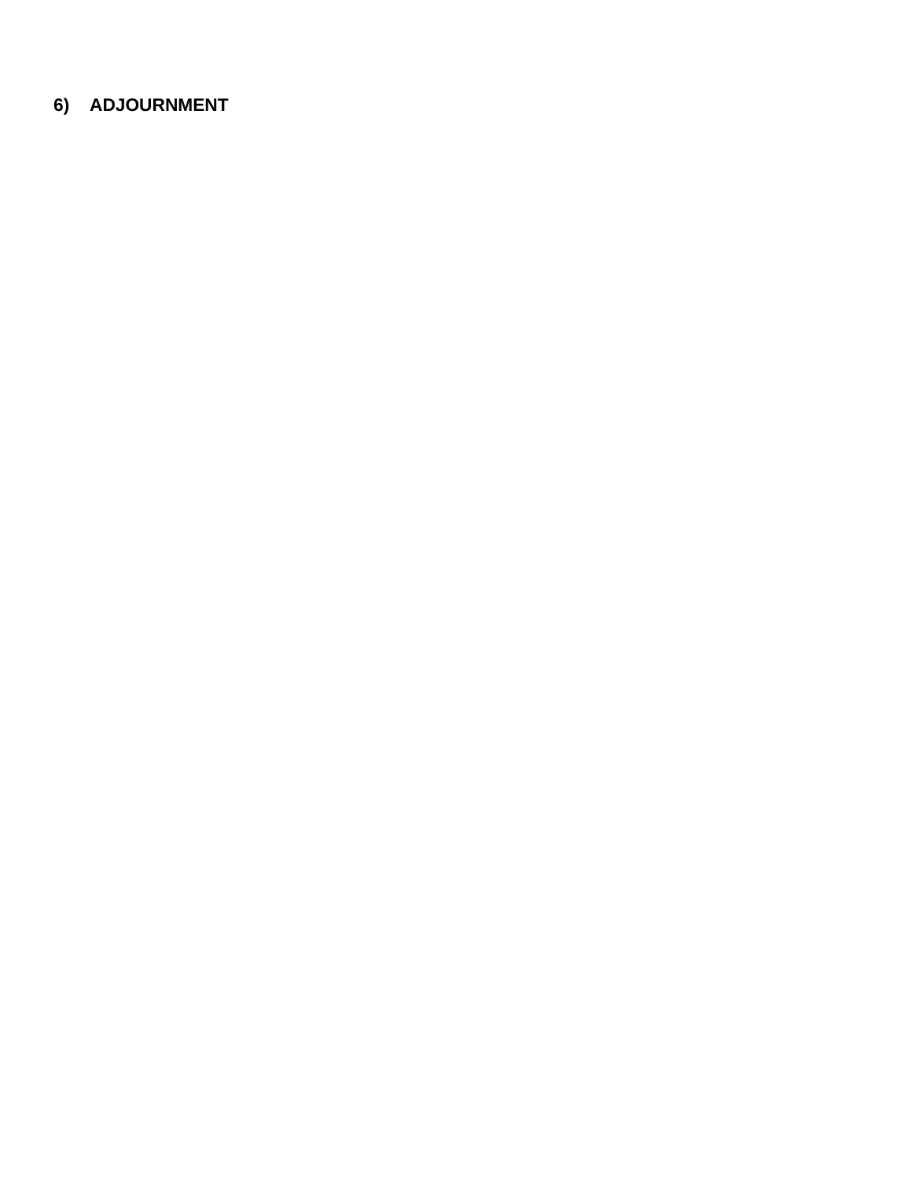## 6) ADJOURNMENT